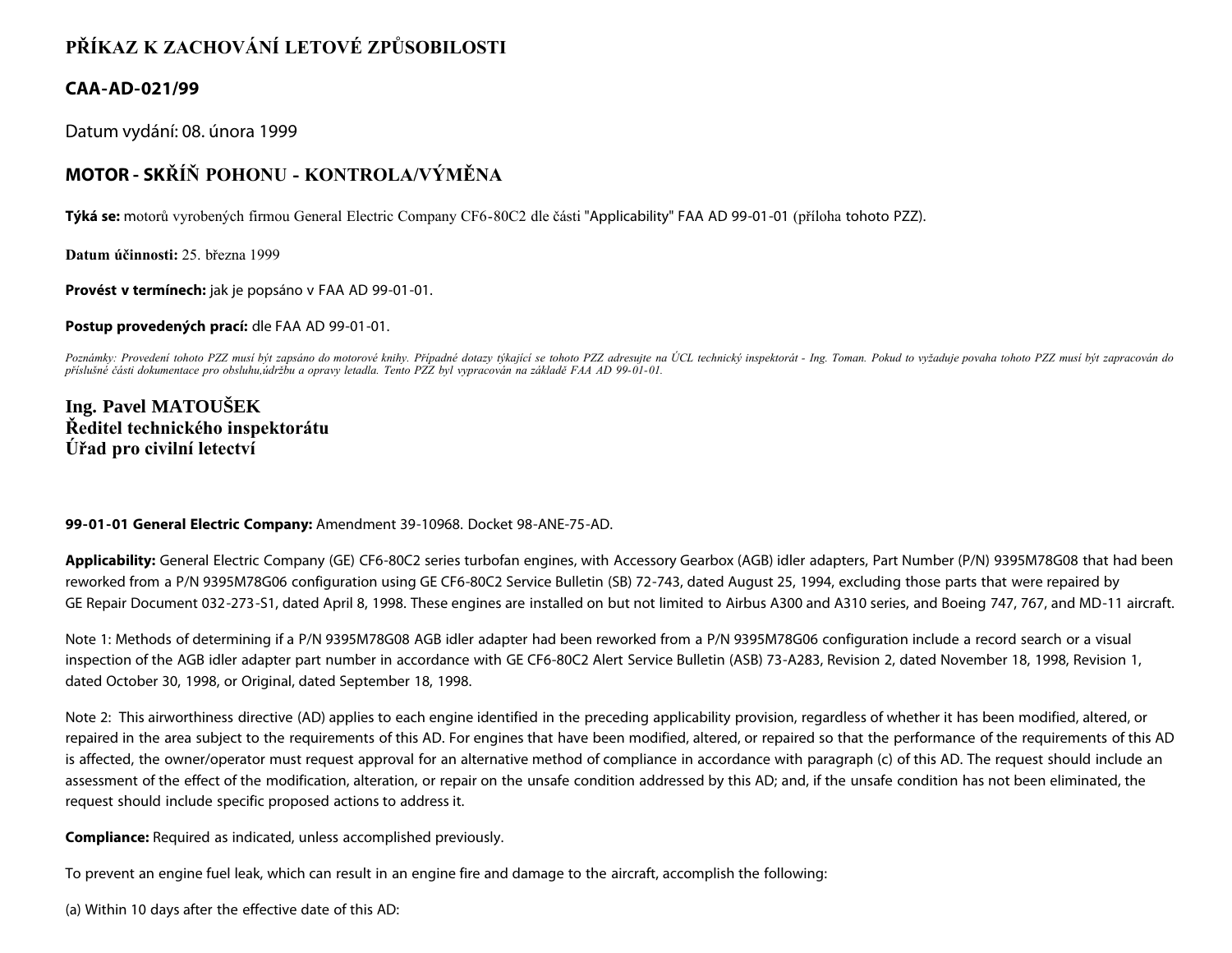# PŘÍKAZ K ZACHOVÁNÍ LETOVÉ ZPŮSOBILOSTI

## CAA-AD-021/99

Datum vydání: 08. února 1999

## MOTOR - SKŘÍŇ POHONU - KONTROLA/VÝMĚNA

**Týká se:** motorů vyrobených firmou General Electric Company CF6-80C2 dle části "Applicability" FAA AD 99-01-01 (příloha tohoto PZZ).

**Datum účinnosti:** 25. března 1999

**Provést v termínech:** jak je popsáno v FAA AD 99-01-01.

**Postup provedených prací:** dle FAA AD 99-01-01.

*Poznámky: Provedení tohoto PZZ musí být zapsáno do motorové knihy. Případné dotazy týkající se tohoto PZZ adresujte na ÚCL technický inspektorát - Ing. Toman. Pokud to vyžaduje povaha tohoto PZZ musí být zapracován do příslušné části dokumentace pro obsluhu,údržbu a opravy letadla. Tento PZZ byl vypracován na základě FAA AD 99-01-01.*

**Ing. Pavel MATOUŠEK**
**Ředitel technického inspektorátu**
**Úřad pro civilní letectví**

**99-01-01 General Electric Company:** Amendment 39-10968. Docket 98-ANE-75-AD.

**Applicability:** General Electric Company (GE) CF6-80C2 series turbofan engines, with Accessory Gearbox (AGB) idler adapters, Part Number (P/N) 9395M78G08 that had been reworked from a P/N 9395M78G06 configuration using GE CF6-80C2 Service Bulletin (SB) 72-743, dated August 25, 1994, excluding those parts that were repaired by GE Repair Document 032-273-S1, dated April 8, 1998. These engines are installed on but not limited to Airbus A300 and A310 series, and Boeing 747, 767, and MD-11 aircraft.

Note 1: Methods of determining if a P/N 9395M78G08 AGB idler adapter had been reworked from a P/N 9395M78G06 configuration include a record search or a visual inspection of the AGB idler adapter part number in accordance with GE CF6-80C2 Alert Service Bulletin (ASB) 73-A283, Revision 2, dated November 18, 1998, Revision 1, dated October 30, 1998, or Original, dated September 18, 1998.

Note 2: This airworthiness directive (AD) applies to each engine identified in the preceding applicability provision, regardless of whether it has been modified, altered, or repaired in the area subject to the requirements of this AD. For engines that have been modified, altered, or repaired so that the performance of the requirements of this AD is affected, the owner/operator must request approval for an alternative method of compliance in accordance with paragraph (c) of this AD. The request should include an assessment of the effect of the modification, alteration, or repair on the unsafe condition addressed by this AD; and, if the unsafe condition has not been eliminated, the request should include specific proposed actions to address it.

**Compliance:** Required as indicated, unless accomplished previously.

To prevent an engine fuel leak, which can result in an engine fire and damage to the aircraft, accomplish the following:

(a) Within 10 days after the effective date of this AD: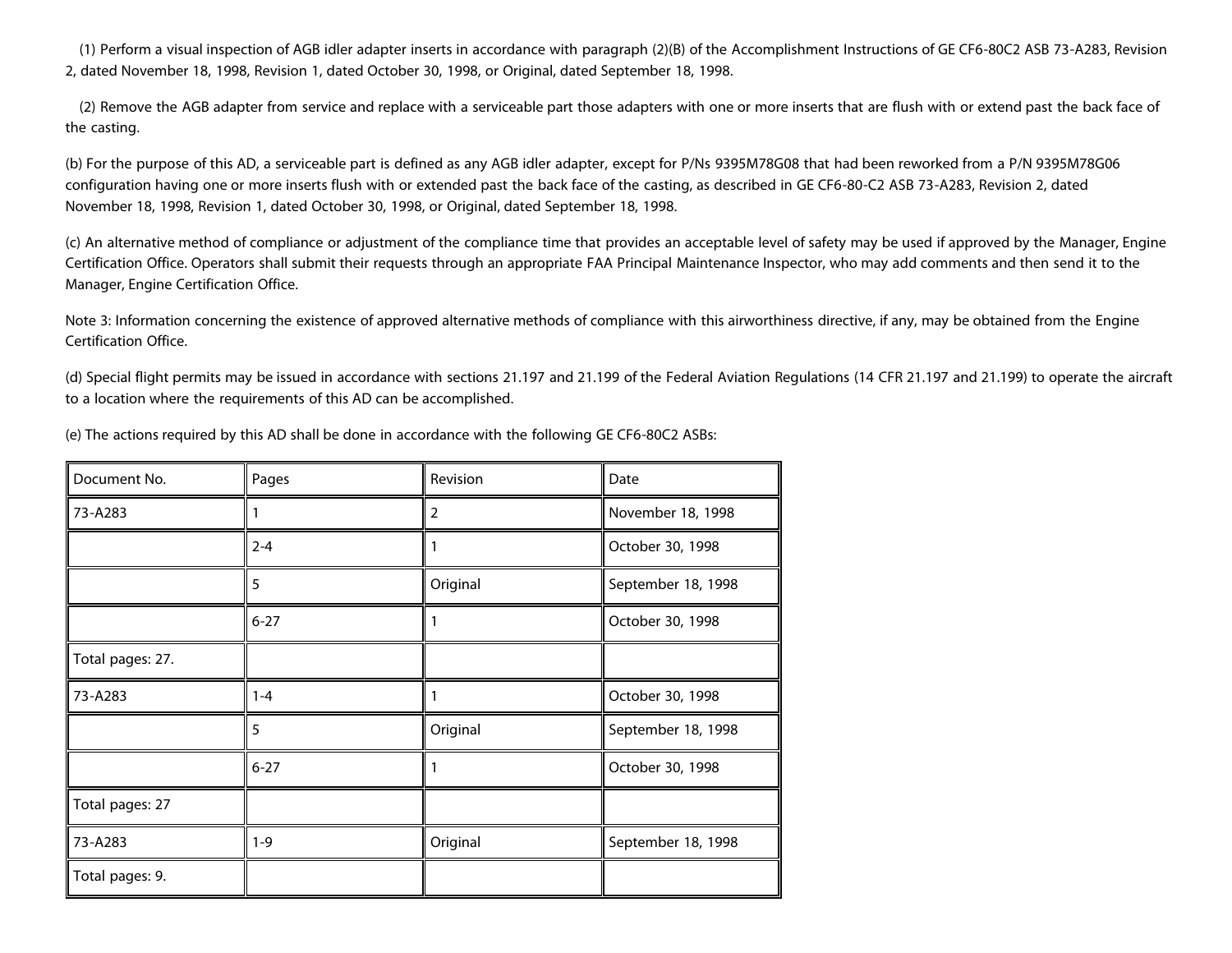(1) Perform a visual inspection of AGB idler adapter inserts in accordance with paragraph (2)(B) of the Accomplishment Instructions of GE CF6-80C2 ASB 73-A283, Revision 2, dated November 18, 1998, Revision 1, dated October 30, 1998, or Original, dated September 18, 1998.

(2) Remove the AGB adapter from service and replace with a serviceable part those adapters with one or more inserts that are flush with or extend past the back face of the casting.

(b) For the purpose of this AD, a serviceable part is defined as any AGB idler adapter, except for P/Ns 9395M78G08 that had been reworked from a P/N 9395M78G06 configuration having one or more inserts flush with or extended past the back face of the casting, as described in GE CF6-80-C2 ASB 73-A283, Revision 2, dated November 18, 1998, Revision 1, dated October 30, 1998, or Original, dated September 18, 1998.

(c) An alternative method of compliance or adjustment of the compliance time that provides an acceptable level of safety may be used if approved by the Manager, Engine Certification Office. Operators shall submit their requests through an appropriate FAA Principal Maintenance Inspector, who may add comments and then send it to the Manager, Engine Certification Office.

Note 3: Information concerning the existence of approved alternative methods of compliance with this airworthiness directive, if any, may be obtained from the Engine Certification Office.

(d) Special flight permits may be issued in accordance with sections 21.197 and 21.199 of the Federal Aviation Regulations (14 CFR 21.197 and 21.199) to operate the aircraft to a location where the requirements of this AD can be accomplished.

(e) The actions required by this AD shall be done in accordance with the following GE CF6-80C2 ASBs:

| Document No. | Pages | Revision | Date |
|---|---|---|---|
| 73-A283 | 1 | 2 | November 18, 1998 |
| | 2-4 | 1 | October 30, 1998 |
| | 5 | Original | September 18, 1998 |
| | 6-27 | 1 | October 30, 1998 |
| Total pages: 27. | | | |
| 73-A283 | 1-4 | 1 | October 30, 1998 |
| | 5 | Original | September 18, 1998 |
| | 6-27 | 1 | October 30, 1998 |
| Total pages: 27 | | | |
| 73-A283 | 1-9 | Original | September 18, 1998 |
| Total pages: 9. | | | |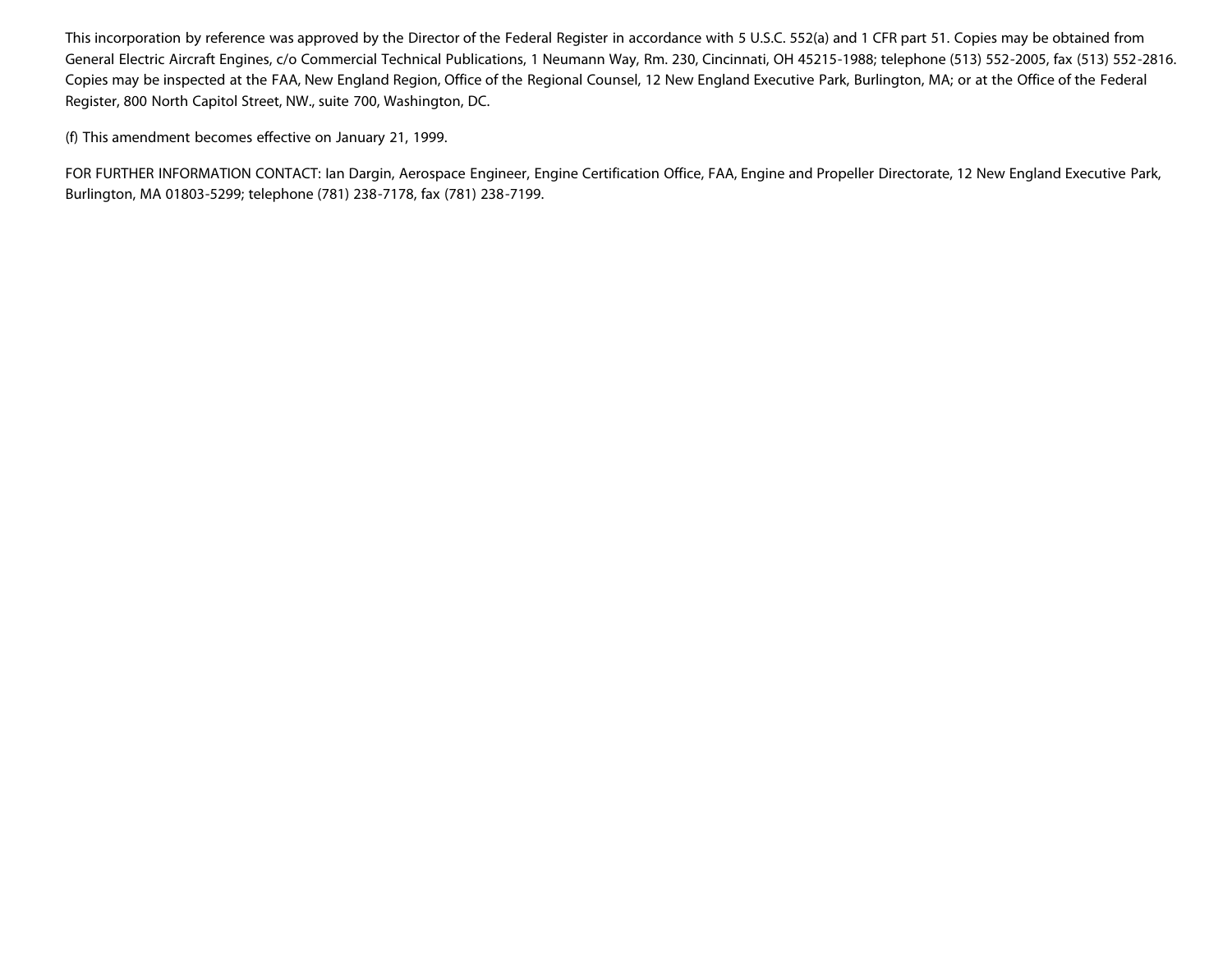This incorporation by reference was approved by the Director of the Federal Register in accordance with 5 U.S.C. 552(a) and 1 CFR part 51. Copies may be obtained from General Electric Aircraft Engines, c/o Commercial Technical Publications, 1 Neumann Way, Rm. 230, Cincinnati, OH 45215-1988; telephone (513) 552-2005, fax (513) 552-2816. Copies may be inspected at the FAA, New England Region, Office of the Regional Counsel, 12 New England Executive Park, Burlington, MA; or at the Office of the Federal Register, 800 North Capitol Street, NW., suite 700, Washington, DC.

(f) This amendment becomes effective on January 21, 1999.

FOR FURTHER INFORMATION CONTACT: Ian Dargin, Aerospace Engineer, Engine Certification Office, FAA, Engine and Propeller Directorate, 12 New England Executive Park, Burlington, MA 01803-5299; telephone (781) 238-7178, fax (781) 238-7199.